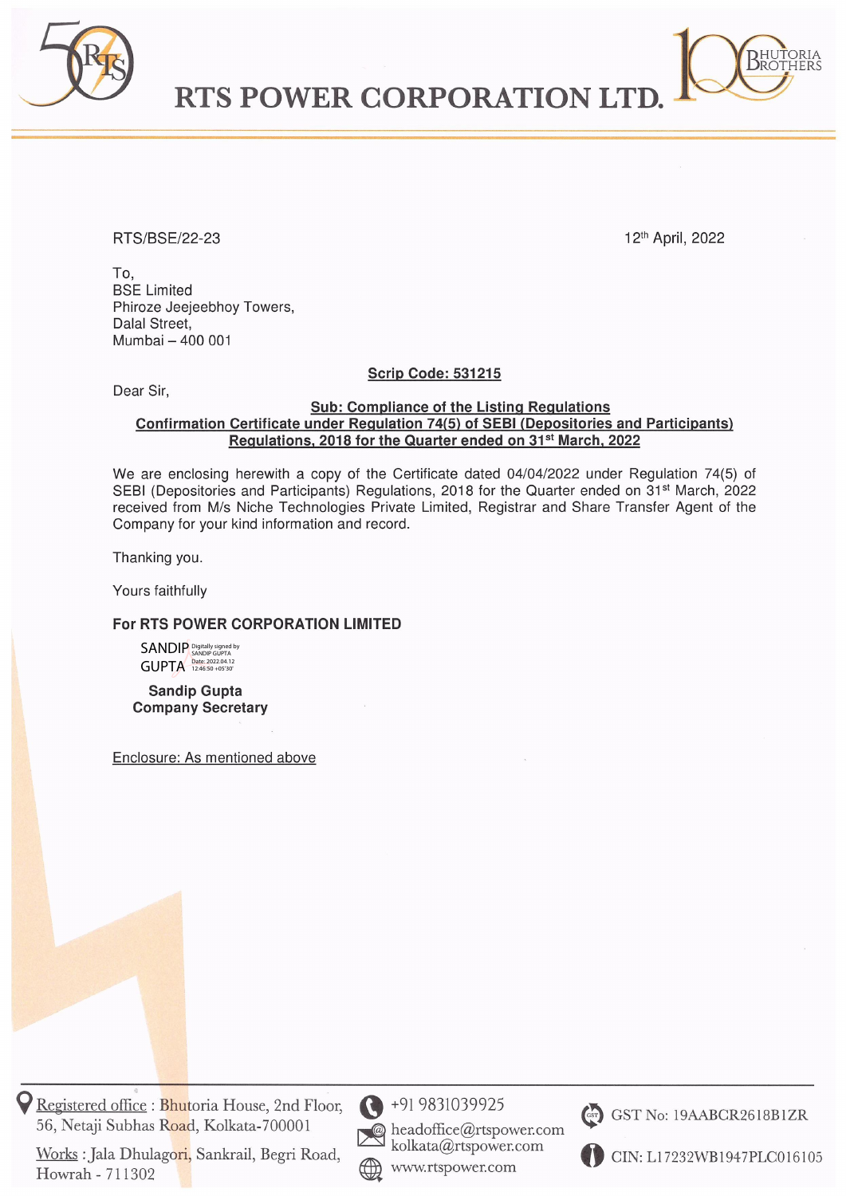# RTS POWER CORPORATION LTD.

RTS/BSE/22-23

12th April, 2022

To,
BSE Limited
Phiroze Jeejeebhoy Towers,
Dalal Street,
Mumbai – 400 001

**Scrip Code: 531215**

Dear Sir,

**Sub: Compliance of the Listing Regulations**
**Confirmation Certificate under Regulation 74(5) of SEBI (Depositories and Participants) Regulations, 2018 for the Quarter ended on 31st March, 2022**

We are enclosing herewith a copy of the Certificate dated 04/04/2022 under Regulation 74(5) of SEBI (Depositories and Participants) Regulations, 2018 for the Quarter ended on 31st March, 2022 received from M/s Niche Technologies Private Limited, Registrar and Share Transfer Agent of the Company for your kind information and record.

Thanking you.

Yours faithfully

**For RTS POWER CORPORATION LIMITED**

SANDIP GUPTA
Digitally signed by SANDIP GUPTA
Date: 2022.04.12 12:46:50 +05'30'

**Sandip Gupta**
**Company Secretary**

Enclosure: As mentioned above

Registered office : Bhutoria House, 2nd Floor, 56, Netaji Subhas Road, Kolkata-700001
Works : Jala Dhulagori, Sankrail, Begri Road, Howrah - 711302
+91 9831039925
headoffice@rtspower.com
kolkata@rtspower.com
www.rtspower.com
GST No: 19AABCR2618B1ZR
CIN: L17232WB1947PLC016105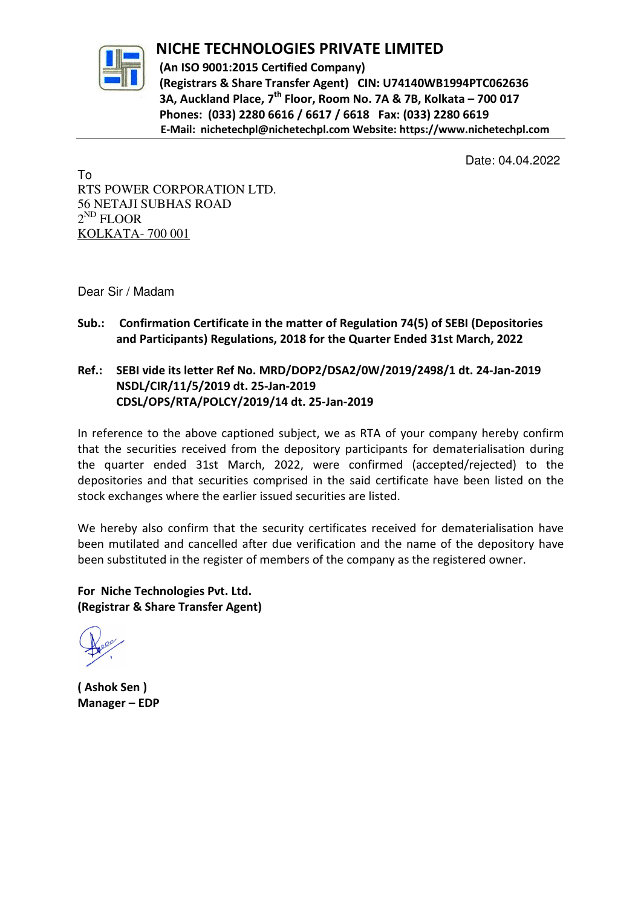# NICHE TECHNOLOGIES PRIVATE LIMITED

**(An ISO 9001:2015 Certified Company)**
**(Registrars & Share Transfer Agent) CIN: U74140WB1994PTC062636**
**3A, Auckland Place, 7th Floor, Room No. 7A & 7B, Kolkata – 700 017**
**Phones: (033) 2280 6616 / 6617 / 6618 Fax: (033) 2280 6619**
**E-Mail: nichetechpl@nichetechpl.com Website: https://www.nichetechpl.com**

Date: 04.04.2022

To
RTS POWER CORPORATION LTD.
56 NETAJI SUBHAS ROAD
2ND FLOOR
KOLKATA- 700 001

Dear Sir / Madam

**Sub.: Confirmation Certificate in the matter of Regulation 74(5) of SEBI (Depositories and Participants) Regulations, 2018 for the Quarter Ended 31st March, 2022**

**Ref.: SEBI vide its letter Ref No. MRD/DOP2/DSA2/0W/2019/2498/1 dt. 24-Jan-2019**
**NSDL/CIR/11/5/2019 dt. 25-Jan-2019**
**CDSL/OPS/RTA/POLCY/2019/14 dt. 25-Jan-2019**

In reference to the above captioned subject, we as RTA of your company hereby confirm that the securities received from the depository participants for dematerialisation during the quarter ended 31st March, 2022, were confirmed (accepted/rejected) to the depositories and that securities comprised in the said certificate have been listed on the stock exchanges where the earlier issued securities are listed.

We hereby also confirm that the security certificates received for dematerialisation have been mutilated and cancelled after due verification and the name of the depository have been substituted in the register of members of the company as the registered owner.

**For Niche Technologies Pvt. Ltd.**
**(Registrar & Share Transfer Agent)**

**( Ashok Sen )**
**Manager – EDP**